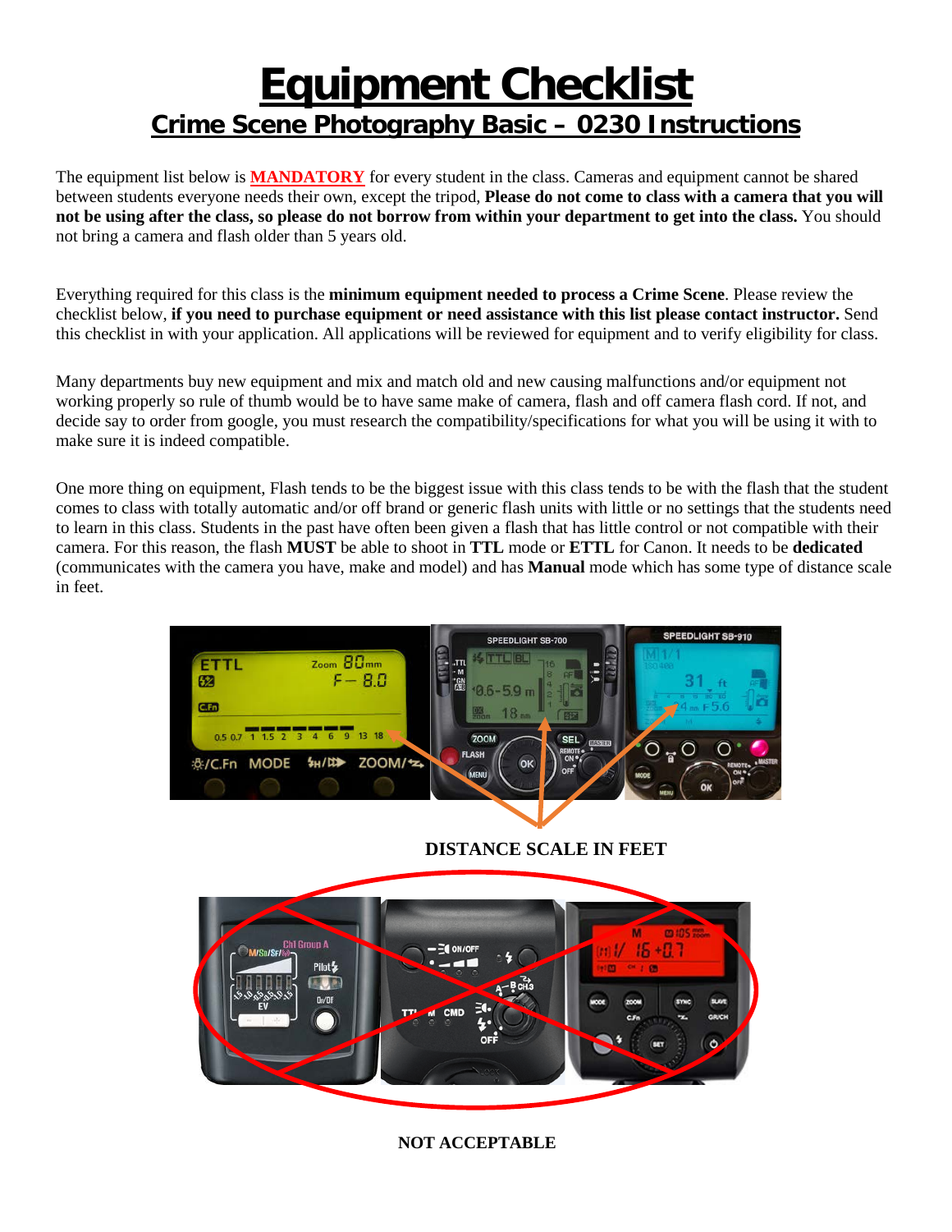# Equipment Checklist

## Crime Scene Photography Basic – 0230 Instructions

The equipment list below is **MANDATORY** for every student in the class. Cameras and equipment cannot be shared between students everyone needs their own, except the tripod, **Please do not come to class with a camera that you will not be using after the class, so please do not borrow from within your department to get into the class.** You should not bring a camera and flash older than 5 years old.

Everything required for this class is the **minimum equipment needed to process a Crime Scene**. Please review the checklist below, **if you need to purchase equipment or need assistance with this list please contact instructor.** Send this checklist in with your application. All applications will be reviewed for equipment and to verify eligibility for class.

Many departments buy new equipment and mix and match old and new causing malfunctions and/or equipment not working properly so rule of thumb would be to have same make of camera, flash and off camera flash cord. If not, and decide say to order from google, you must research the compatibility/specifications for what you will be using it with to make sure it is indeed compatible.

One more thing on equipment, Flash tends to be the biggest issue with this class tends to be with the flash that the student comes to class with totally automatic and/or off brand or generic flash units with little or no settings that the students need to learn in this class. Students in the past have often been given a flash that has little control or not compatible with their camera. For this reason, the flash **MUST** be able to shoot in **TTL** mode or **ETTL** for Canon. It needs to be **dedicated** (communicates with the camera you have, make and model) and has **Manual** mode which has some type of distance scale in feet.

**DISTANCE SCALE IN FEET**

**NOT ACCEPTABLE**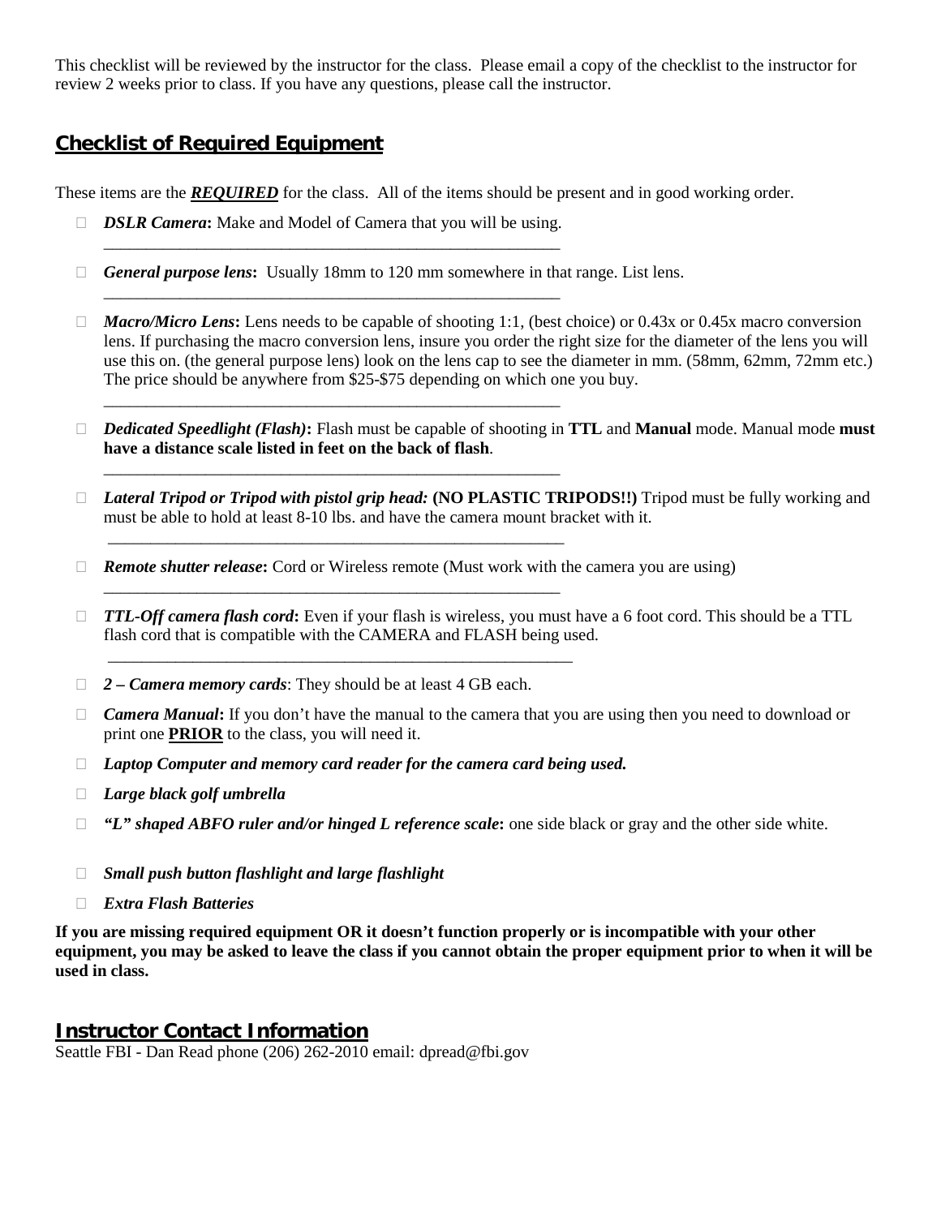This checklist will be reviewed by the instructor for the class. Please email a copy of the checklist to the instructor for review 2 weeks prior to class. If you have any questions, please call the instructor.

## Checklist of Required Equipment

These items are the ***REQUIRED*** for the class. All of the items should be present and in good working order.

- ☐ ***DSLR Camera*:** Make and Model of Camera that you will be using.
  _______________________________________________________
- ☐ ***General purpose lens*:** Usually 18mm to 120 mm somewhere in that range. List lens.
  _______________________________________________________
- ☐ ***Macro/Micro Lens*:** Lens needs to be capable of shooting 1:1, (best choice) or 0.43x or 0.45x macro conversion lens. If purchasing the macro conversion lens, insure you order the right size for the diameter of the lens you will use this on. (the general purpose lens) look on the lens cap to see the diameter in mm. (58mm, 62mm, 72mm etc.) The price should be anywhere from $25-$75 depending on which one you buy.
  _______________________________________________________
- ☐ ***Dedicated Speedlight (Flash)*:** Flash must be capable of shooting in **TTL** and **Manual** mode. Manual mode **must have a distance scale listed in feet on the back of flash**.
  _______________________________________________________
- ☐ ***Lateral Tripod or Tripod with pistol grip head:*** **(NO PLASTIC TRIPODS!!)** Tripod must be fully working and must be able to hold at least 8-10 lbs. and have the camera mount bracket with it.
  _______________________________________________________
- ☐ ***Remote shutter release*:** Cord or Wireless remote (Must work with the camera you are using)
  _______________________________________________________
- ☐ ***TTL-Off camera flash cord*:** Even if your flash is wireless, you must have a 6 foot cord. This should be a TTL flash cord that is compatible with the CAMERA and FLASH being used.
  _______________________________________________________
- ☐ ***2 – Camera memory cards***: They should be at least 4 GB each.
- ☐ ***Camera Manual*:** If you don't have the manual to the camera that you are using then you need to download or print one **PRIOR** to the class, you will need it.
- ☐ ***Laptop Computer and memory card reader for the camera card being used.***
- ☐ ***Large black golf umbrella***
- ☐ ***"L" shaped ABFO ruler and/or hinged L reference scale*:** one side black or gray and the other side white.
- ☐ ***Small push button flashlight and large flashlight***
- ☐ ***Extra Flash Batteries***

**If you are missing required equipment OR it doesn't function properly or is incompatible with your other equipment, you may be asked to leave the class if you cannot obtain the proper equipment prior to when it will be used in class.**

## Instructor Contact Information

Seattle FBI - Dan Read phone (206) 262-2010 email: dpread@fbi.gov